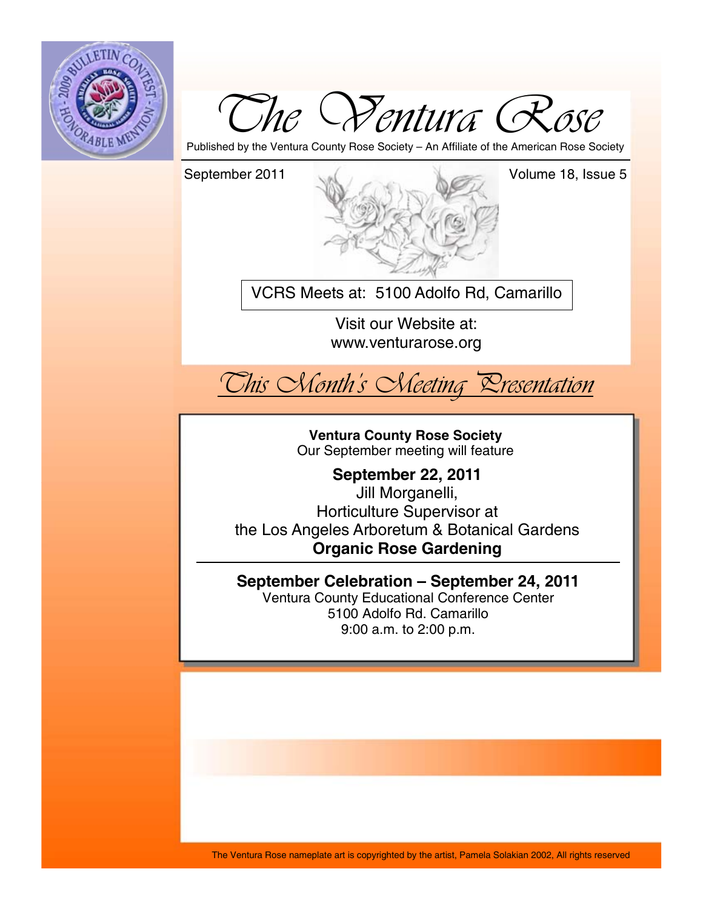# The Ventura Rose

Published by the Ventura County Rose Society – An Affiliate of the American Rose Society

September 2011

Volume 18, Issue 5

VCRS Meets at: 5100 Adolfo Rd, Camarillo

Visit our Website at:
www.venturarose.org

## This Month's Meeting Presentation

**Ventura County Rose Society**
Our September meeting will feature

**September 22, 2011**
Jill Morganelli,
Horticulture Supervisor at
the Los Angeles Arboretum & Botanical Gardens
**Organic Rose Gardening**

---

**September Celebration – September 24, 2011**
Ventura County Educational Conference Center
5100 Adolfo Rd. Camarillo
9:00 a.m. to 2:00 p.m.

The Ventura Rose nameplate art is copyrighted by the artist, Pamela Solakian 2002, All rights reserved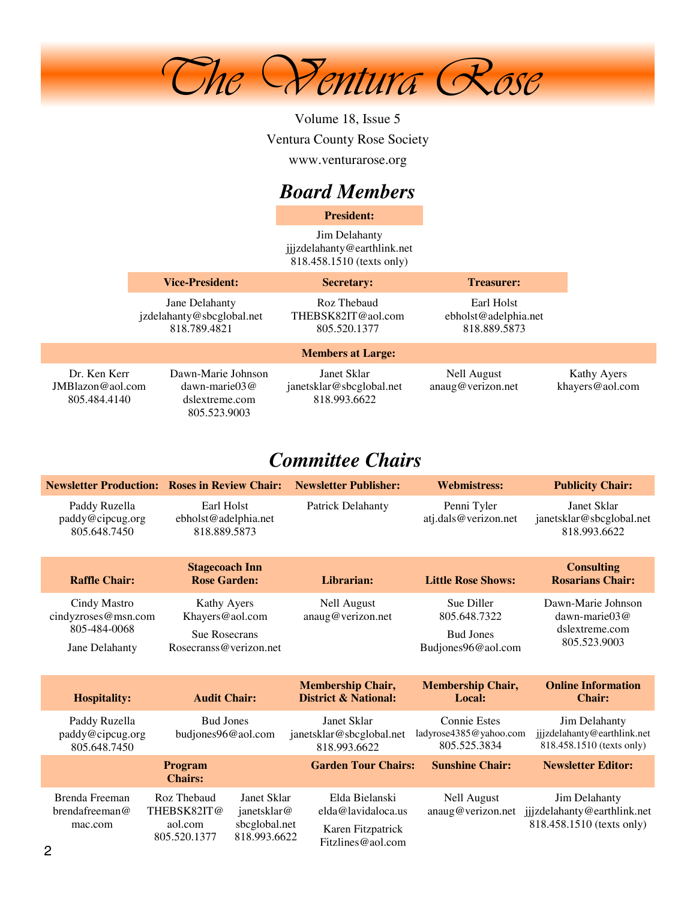# The Ventura Rose

Volume 18, Issue 5

Ventura County Rose Society

www.venturarose.org

## *Board Members*

**President:**

Jim Delahanty
jjjzdelahanty@earthlink.net
818.458.1510 (texts only)

| Vice-President: | Secretary: | Treasurer: |
|---|---|---|
| Jane Delahanty<br>jzdelahanty@sbcglobal.net<br>818.789.4821 | Roz Thebaud<br>THEBSK82IT@aol.com<br>805.520.1377 | Earl Holst<br>ebholst@adelphia.net<br>818.889.5873 |

**Members at Large:**

| | | | | |
|---|---|---|---|---|
| Dr. Ken Kerr<br>JMBlazon@aol.com<br>805.484.4140 | Dawn-Marie Johnson<br>dawn-marie03@<br>dslextreme.com<br>805.523.9003 | Janet Sklar<br>janetsklar@sbcglobal.net<br>818.993.6622 | Nell August<br>anaug@verizon.net | Kathy Ayers<br>khayers@aol.com |

## *Committee Chairs*

| Newsletter Production: | Roses in Review Chair: | Newsletter Publisher: | Webmistress: | Publicity Chair: |
|---|---|---|---|---|
| Paddy Ruzella<br>paddy@cipcug.org<br>805.648.7450 | Earl Holst<br>ebholst@adelphia.net<br>818.889.5873 | Patrick Delahanty | Penni Tyler<br>atj.dals@verizon.net | Janet Sklar<br>janetsklar@sbcglobal.net<br>818.993.6622 |

| Raffle Chair: | Stagecoach Inn Rose Garden: | Librarian: | Little Rose Shows: | Consulting Rosarians Chair: |
|---|---|---|---|---|
| Cindy Mastro<br>cindyzroses@msn.com<br>805-484-0068<br>Jane Delahanty | Kathy Ayers<br>Khayers@aol.com<br>Sue Rosecrans<br>Rosecranss@verizon.net | Nell August<br>anaug@verizon.net | Sue Diller<br>805.648.7322<br>Bud Jones<br>Budjones96@aol.com | Dawn-Marie Johnson<br>dawn-marie03@<br>dslextreme.com<br>805.523.9003 |

| Hospitality: | Audit Chair: | Membership Chair, District & National: | Membership Chair, Local: | Online Information Chair: |
|---|---|---|---|---|
| Paddy Ruzella<br>paddy@cipcug.org<br>805.648.7450 | Bud Jones<br>budjones96@aol.com | Janet Sklar<br>janetsklar@sbcglobal.net<br>818.993.6622 | Connie Estes<br>ladyrose4385@yahoo.com<br>805.525.3834 | Jim Delahanty<br>jjjzdelahanty@earthlink.net<br>818.458.1510 (texts only) |

| Program Chairs: | | | Garden Tour Chairs: | Sunshine Chair: | Newsletter Editor: |
|---|---|---|---|---|---|
| Brenda Freeman<br>brendafreeman@<br>mac.com | Roz Thebaud<br>THEBSK82IT@<br>aol.com<br>805.520.1377 | Janet Sklar<br>janetsklar@<br>sbcglobal.net<br>818.993.6622 | Elda Bielanski<br>elda@lavidaloca.us<br>Karen Fitzpatrick<br>Fitzlines@aol.com | Nell August<br>anaug@verizon.net | Jim Delahanty<br>jjjzdelahanty@earthlink.net<br>818.458.1510 (texts only) |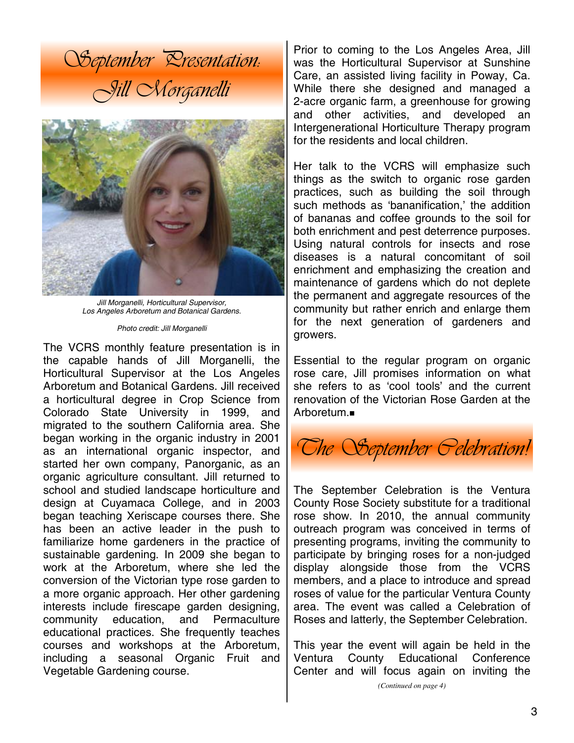# September Presentation: Jill Morganelli

*Jill Morganelli, Horticultural Supervisor, Los Angeles Arboretum and Botanical Gardens.*

*Photo credit: Jill Morganelli*

The VCRS monthly feature presentation is in the capable hands of Jill Morganelli, the Horticultural Supervisor at the Los Angeles Arboretum and Botanical Gardens. Jill received a horticultural degree in Crop Science from Colorado State University in 1999, and migrated to the southern California area. She began working in the organic industry in 2001 as an international organic inspector, and started her own company, Panorganic, as an organic agriculture consultant. Jill returned to school and studied landscape horticulture and design at Cuyamaca College, and in 2003 began teaching Xeriscape courses there. She has been an active leader in the push to familiarize home gardeners in the practice of sustainable gardening. In 2009 she began to work at the Arboretum, where she led the conversion of the Victorian type rose garden to a more organic approach. Her other gardening interests include firescape garden designing, community education, and Permaculture educational practices. She frequently teaches courses and workshops at the Arboretum, including a seasonal Organic Fruit and Vegetable Gardening course.

Prior to coming to the Los Angeles Area, Jill was the Horticultural Supervisor at Sunshine Care, an assisted living facility in Poway, Ca. While there she designed and managed a 2-acre organic farm, a greenhouse for growing and other activities, and developed an Intergenerational Horticulture Therapy program for the residents and local children.

Her talk to the VCRS will emphasize such things as the switch to organic rose garden practices, such as building the soil through such methods as 'bananification,' the addition of bananas and coffee grounds to the soil for both enrichment and pest deterrence purposes. Using natural controls for insects and rose diseases is a natural concomitant of soil enrichment and emphasizing the creation and maintenance of gardens which do not deplete the permanent and aggregate resources of the community but rather enrich and enlarge them for the next generation of gardeners and growers.

Essential to the regular program on organic rose care, Jill promises information on what she refers to as 'cool tools' and the current renovation of the Victorian Rose Garden at the Arboretum.■

# The September Celebration!

The September Celebration is the Ventura County Rose Society substitute for a traditional rose show. In 2010, the annual community outreach program was conceived in terms of presenting programs, inviting the community to participate by bringing roses for a non-judged display alongside those from the VCRS members, and a place to introduce and spread roses of value for the particular Ventura County area. The event was called a Celebration of Roses and latterly, the September Celebration.

This year the event will again be held in the Ventura County Educational Conference Center and will focus again on inviting the

*(Continued on page 4)*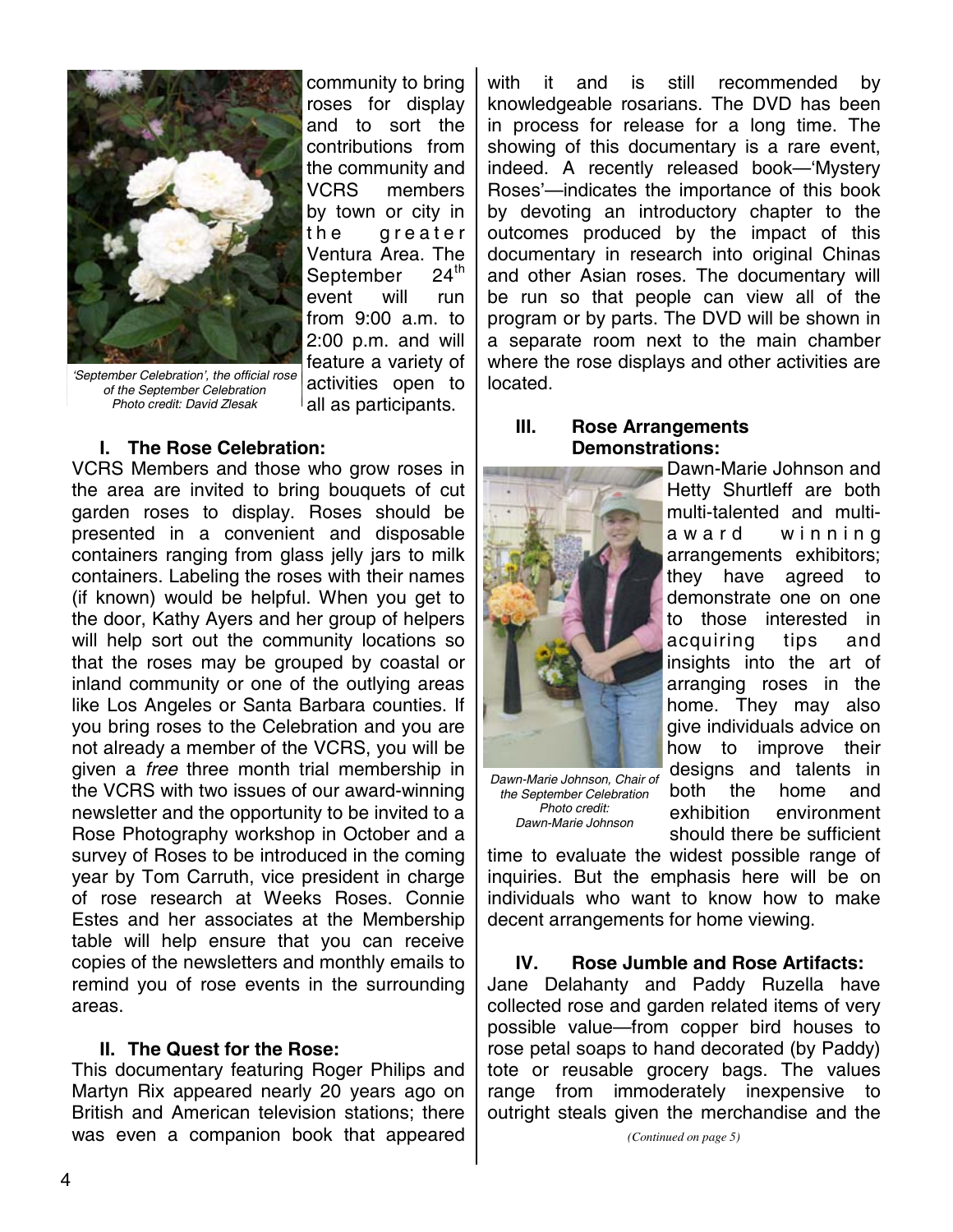community to bring roses for display and to sort the contributions from the community and VCRS members by town or city in the greater Ventura Area. The September 24th event will run from 9:00 a.m. to 2:00 p.m. and will feature a variety of activities open to all as participants.

*'September Celebration', the official rose of the September Celebration*
*Photo credit: David Zlesak*

## I. The Rose Celebration:

VCRS Members and those who grow roses in the area are invited to bring bouquets of cut garden roses to display. Roses should be presented in a convenient and disposable containers ranging from glass jelly jars to milk containers. Labeling the roses with their names (if known) would be helpful. When you get to the door, Kathy Ayers and her group of helpers will help sort out the community locations so that the roses may be grouped by coastal or inland community or one of the outlying areas like Los Angeles or Santa Barbara counties. If you bring roses to the Celebration and you are not already a member of the VCRS, you will be given a *free* three month trial membership in the VCRS with two issues of our award-winning newsletter and the opportunity to be invited to a Rose Photography workshop in October and a survey of Roses to be introduced in the coming year by Tom Carruth, vice president in charge of rose research at Weeks Roses. Connie Estes and her associates at the Membership table will help ensure that you can receive copies of the newsletters and monthly emails to remind you of rose events in the surrounding areas.

## II. The Quest for the Rose:

This documentary featuring Roger Philips and Martyn Rix appeared nearly 20 years ago on British and American television stations; there was even a companion book that appeared with it and is still recommended by knowledgeable rosarians. The DVD has been in process for release for a long time. The showing of this documentary is a rare event, indeed. A recently released book—'Mystery Roses'—indicates the importance of this book by devoting an introductory chapter to the outcomes produced by the impact of this documentary in research into original Chinas and other Asian roses. The documentary will be run so that people can view all of the program or by parts. The DVD will be shown in a separate room next to the main chamber where the rose displays and other activities are located.

## III. Rose Arrangements Demonstrations:

Dawn-Marie Johnson and Hetty Shurtleff are both multi-talented and multi-award winning arrangements exhibitors; they have agreed to demonstrate one on one to those interested in acquiring tips and insights into the art of arranging roses in the home. They may also give individuals advice on how to improve their designs and talents in both the home and exhibition environment should there be sufficient time to evaluate the widest possible range of inquiries. But the emphasis here will be on individuals who want to know how to make decent arrangements for home viewing.

*Dawn-Marie Johnson, Chair of the September Celebration*
*Photo credit: Dawn-Marie Johnson*

## IV. Rose Jumble and Rose Artifacts:

Jane Delahanty and Paddy Ruzella have collected rose and garden related items of very possible value—from copper bird houses to rose petal soaps to hand decorated (by Paddy) tote or reusable grocery bags. The values range from immoderately inexpensive to outright steals given the merchandise and the

*(Continued on page 5)*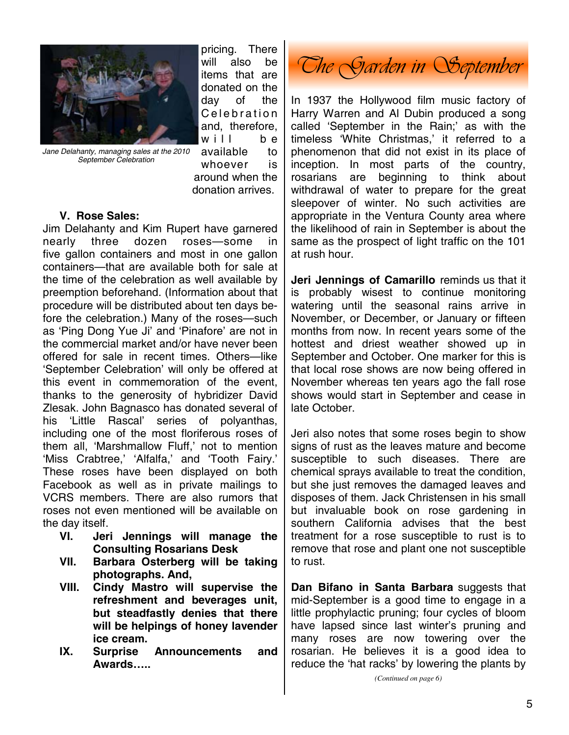pricing. There will also be items that are donated on the day of the Celebration and, therefore, will be available to whoever is around when the donation arrives.

*Jane Delahanty, managing sales at the 2010 September Celebration*

**V. Rose Sales:**

Jim Delahanty and Kim Rupert have garnered nearly three dozen roses—some in five gallon containers and most in one gallon containers—that are available both for sale at the time of the celebration as well available by preemption beforehand. (Information about that procedure will be distributed about ten days before the celebration.) Many of the roses—such as 'Ping Dong Yue Ji' and 'Pinafore' are not in the commercial market and/or have never been offered for sale in recent times. Others—like 'September Celebration' will only be offered at this event in commemoration of the event, thanks to the generosity of hybridizer David Zlesak. John Bagnasco has donated several of his 'Little Rascal' series of polyanthas, including one of the most floriferous roses of them all, 'Marshmallow Fluff,' not to mention 'Miss Crabtree,' 'Alfalfa,' and 'Tooth Fairy.' These roses have been displayed on both Facebook as well as in private mailings to VCRS members. There are also rumors that roses not even mentioned will be available on the day itself.

**VI. Jeri Jennings will manage the Consulting Rosarians Desk**

**VII. Barbara Osterberg will be taking photographs. And,**

**VIII. Cindy Mastro will supervise the refreshment and beverages unit, but steadfastly denies that there will be helpings of honey lavender ice cream.**

**IX. Surprise Announcements and Awards…..**

# *The Garden in September*

In 1937 the Hollywood film music factory of Harry Warren and Al Dubin produced a song called 'September in the Rain;' as with the timeless 'White Christmas,' it referred to a phenomenon that did not exist in its place of inception. In most parts of the country, rosarians are beginning to think about withdrawal of water to prepare for the great sleepover of winter. No such activities are appropriate in the Ventura County area where the likelihood of rain in September is about the same as the prospect of light traffic on the 101 at rush hour.

**Jeri Jennings of Camarillo** reminds us that it is probably wisest to continue monitoring watering until the seasonal rains arrive in November, or December, or January or fifteen months from now. In recent years some of the hottest and driest weather showed up in September and October. One marker for this is that local rose shows are now being offered in November whereas ten years ago the fall rose shows would start in September and cease in late October.

Jeri also notes that some roses begin to show signs of rust as the leaves mature and become susceptible to such diseases. There are chemical sprays available to treat the condition, but she just removes the damaged leaves and disposes of them. Jack Christensen in his small but invaluable book on rose gardening in southern California advises that the best treatment for a rose susceptible to rust is to remove that rose and plant one not susceptible to rust.

**Dan Bifano in Santa Barbara** suggests that mid-September is a good time to engage in a little prophylactic pruning; four cycles of bloom have lapsed since last winter's pruning and many roses are now towering over the rosarian. He believes it is a good idea to reduce the 'hat racks' by lowering the plants by

*(Continued on page 6)*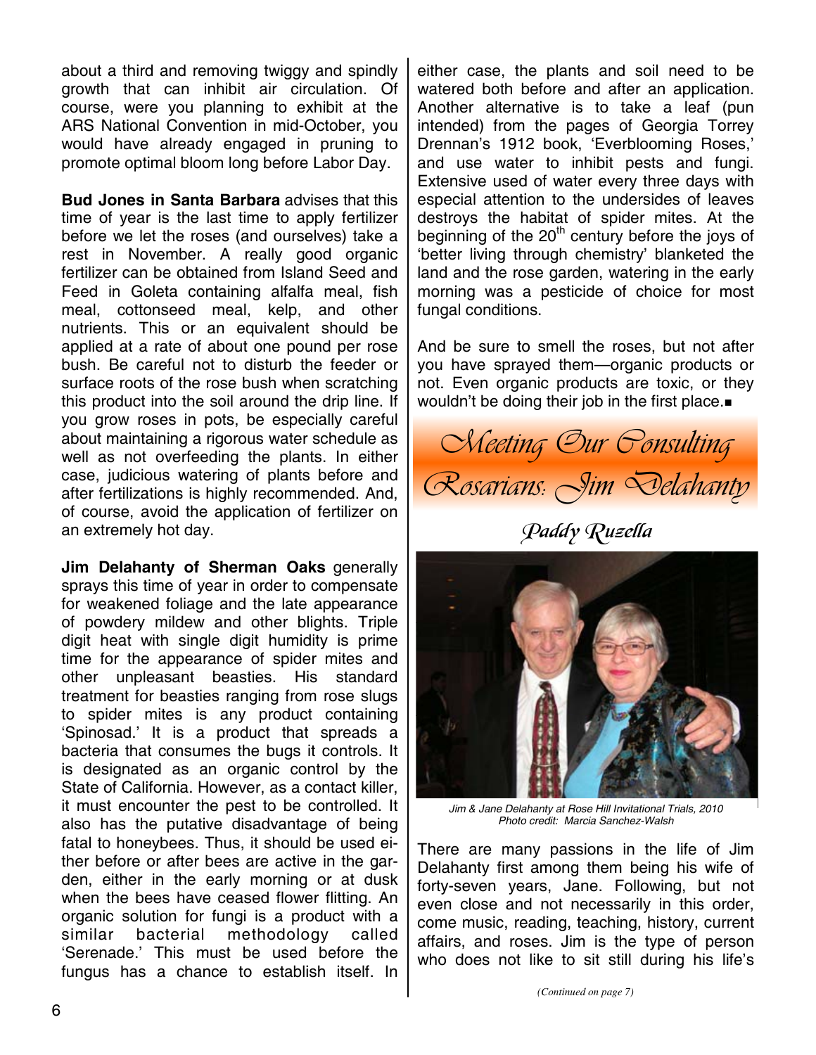about a third and removing twiggy and spindly growth that can inhibit air circulation. Of course, were you planning to exhibit at the ARS National Convention in mid-October, you would have already engaged in pruning to promote optimal bloom long before Labor Day.

**Bud Jones in Santa Barbara** advises that this time of year is the last time to apply fertilizer before we let the roses (and ourselves) take a rest in November. A really good organic fertilizer can be obtained from Island Seed and Feed in Goleta containing alfalfa meal, fish meal, cottonseed meal, kelp, and other nutrients. This or an equivalent should be applied at a rate of about one pound per rose bush. Be careful not to disturb the feeder or surface roots of the rose bush when scratching this product into the soil around the drip line. If you grow roses in pots, be especially careful about maintaining a rigorous water schedule as well as not overfeeding the plants. In either case, judicious watering of plants before and after fertilizations is highly recommended. And, of course, avoid the application of fertilizer on an extremely hot day.

**Jim Delahanty of Sherman Oaks** generally sprays this time of year in order to compensate for weakened foliage and the late appearance of powdery mildew and other blights. Triple digit heat with single digit humidity is prime time for the appearance of spider mites and other unpleasant beasties. His standard treatment for beasties ranging from rose slugs to spider mites is any product containing 'Spinosad.' It is a product that spreads a bacteria that consumes the bugs it controls. It is designated as an organic control by the State of California. However, as a contact killer, it must encounter the pest to be controlled. It also has the putative disadvantage of being fatal to honeybees. Thus, it should be used either before or after bees are active in the garden, either in the early morning or at dusk when the bees have ceased flower flitting. An organic solution for fungi is a product with a similar bacterial methodology called 'Serenade.' This must be used before the fungus has a chance to establish itself. In either case, the plants and soil need to be watered both before and after an application. Another alternative is to take a leaf (pun intended) from the pages of Georgia Torrey Drennan's 1912 book, 'Everblooming Roses,' and use water to inhibit pests and fungi. Extensive used of water every three days with especial attention to the undersides of leaves destroys the habitat of spider mites. At the beginning of the 20th century before the joys of 'better living through chemistry' blanketed the land and the rose garden, watering in the early morning was a pesticide of choice for most fungal conditions.

And be sure to smell the roses, but not after you have sprayed them—organic products or not. Even organic products are toxic, or they wouldn't be doing their job in the first place.■

# Meeting Our Consulting Rosarians: Jim Delahanty

*Paddy Ruzella*

*Jim & Jane Delahanty at Rose Hill Invitational Trials, 2010*
*Photo credit: Marcia Sanchez-Walsh*

There are many passions in the life of Jim Delahanty first among them being his wife of forty-seven years, Jane. Following, but not even close and not necessarily in this order, come music, reading, teaching, history, current affairs, and roses. Jim is the type of person who does not like to sit still during his life's

*(Continued on page 7)*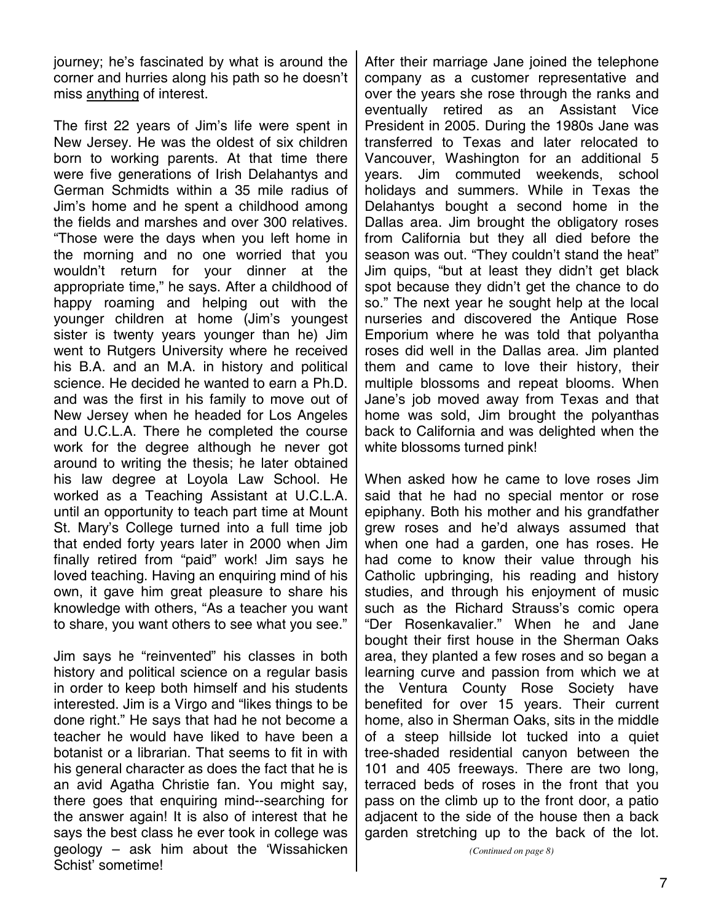journey; he's fascinated by what is around the corner and hurries along his path so he doesn't miss <u>anything</u> of interest.

The first 22 years of Jim's life were spent in New Jersey. He was the oldest of six children born to working parents. At that time there were five generations of Irish Delahantys and German Schmidts within a 35 mile radius of Jim's home and he spent a childhood among the fields and marshes and over 300 relatives. "Those were the days when you left home in the morning and no one worried that you wouldn't return for your dinner at the appropriate time," he says. After a childhood of happy roaming and helping out with the younger children at home (Jim's youngest sister is twenty years younger than he) Jim went to Rutgers University where he received his B.A. and an M.A. in history and political science. He decided he wanted to earn a Ph.D. and was the first in his family to move out of New Jersey when he headed for Los Angeles and U.C.L.A. There he completed the course work for the degree although he never got around to writing the thesis; he later obtained his law degree at Loyola Law School. He worked as a Teaching Assistant at U.C.L.A. until an opportunity to teach part time at Mount St. Mary's College turned into a full time job that ended forty years later in 2000 when Jim finally retired from "paid" work! Jim says he loved teaching. Having an enquiring mind of his own, it gave him great pleasure to share his knowledge with others, "As a teacher you want to share, you want others to see what you see."

Jim says he "reinvented" his classes in both history and political science on a regular basis in order to keep both himself and his students interested. Jim is a Virgo and "likes things to be done right." He says that had he not become a teacher he would have liked to have been a botanist or a librarian. That seems to fit in with his general character as does the fact that he is an avid Agatha Christie fan. You might say, there goes that enquiring mind--searching for the answer again! It is also of interest that he says the best class he ever took in college was geology – ask him about the 'Wissahicken Schist' sometime!

After their marriage Jane joined the telephone company as a customer representative and over the years she rose through the ranks and eventually retired as an Assistant Vice President in 2005. During the 1980s Jane was transferred to Texas and later relocated to Vancouver, Washington for an additional 5 years. Jim commuted weekends, school holidays and summers. While in Texas the Delahantys bought a second home in the Dallas area. Jim brought the obligatory roses from California but they all died before the season was out. "They couldn't stand the heat" Jim quips, "but at least they didn't get black spot because they didn't get the chance to do so." The next year he sought help at the local nurseries and discovered the Antique Rose Emporium where he was told that polyantha roses did well in the Dallas area. Jim planted them and came to love their history, their multiple blossoms and repeat blooms. When Jane's job moved away from Texas and that home was sold, Jim brought the polyanthas back to California and was delighted when the white blossoms turned pink!

When asked how he came to love roses Jim said that he had no special mentor or rose epiphany. Both his mother and his grandfather grew roses and he'd always assumed that when one had a garden, one has roses. He had come to know their value through his Catholic upbringing, his reading and history studies, and through his enjoyment of music such as the Richard Strauss's comic opera "Der Rosenkavalier." When he and Jane bought their first house in the Sherman Oaks area, they planted a few roses and so began a learning curve and passion from which we at the Ventura County Rose Society have benefited for over 15 years. Their current home, also in Sherman Oaks, sits in the middle of a steep hillside lot tucked into a quiet tree-shaded residential canyon between the 101 and 405 freeways. There are two long, terraced beds of roses in the front that you pass on the climb up to the front door, a patio adjacent to the side of the house then a back garden stretching up to the back of the lot.

*(Continued on page 8)*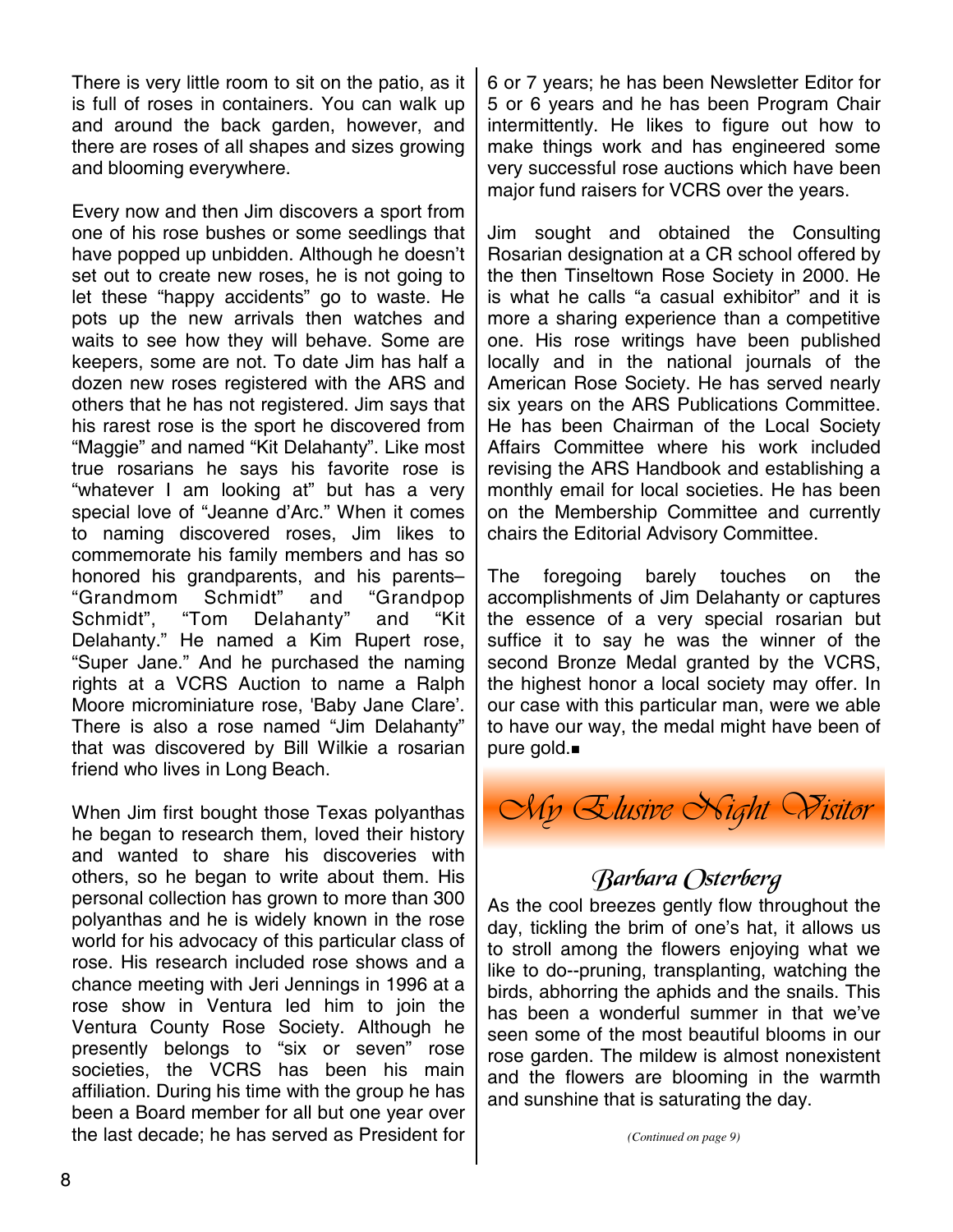There is very little room to sit on the patio, as it is full of roses in containers. You can walk up and around the back garden, however, and there are roses of all shapes and sizes growing and blooming everywhere.

Every now and then Jim discovers a sport from one of his rose bushes or some seedlings that have popped up unbidden. Although he doesn't set out to create new roses, he is not going to let these "happy accidents" go to waste. He pots up the new arrivals then watches and waits to see how they will behave. Some are keepers, some are not. To date Jim has half a dozen new roses registered with the ARS and others that he has not registered. Jim says that his rarest rose is the sport he discovered from "Maggie" and named "Kit Delahanty". Like most true rosarians he says his favorite rose is "whatever I am looking at" but has a very special love of "Jeanne d'Arc." When it comes to naming discovered roses, Jim likes to commemorate his family members and has so honored his grandparents, and his parents– "Grandmom Schmidt" and "Grandpop Schmidt", "Tom Delahanty" and "Kit Delahanty." He named a Kim Rupert rose, "Super Jane." And he purchased the naming rights at a VCRS Auction to name a Ralph Moore microminiature rose, 'Baby Jane Clare'. There is also a rose named "Jim Delahanty" that was discovered by Bill Wilkie a rosarian friend who lives in Long Beach.

When Jim first bought those Texas polyanthas he began to research them, loved their history and wanted to share his discoveries with others, so he began to write about them. His personal collection has grown to more than 300 polyanthas and he is widely known in the rose world for his advocacy of this particular class of rose. His research included rose shows and a chance meeting with Jeri Jennings in 1996 at a rose show in Ventura led him to join the Ventura County Rose Society. Although he presently belongs to "six or seven" rose societies, the VCRS has been his main affiliation. During his time with the group he has been a Board member for all but one year over the last decade; he has served as President for 6 or 7 years; he has been Newsletter Editor for 5 or 6 years and he has been Program Chair intermittently. He likes to figure out how to make things work and has engineered some very successful rose auctions which have been major fund raisers for VCRS over the years.

Jim sought and obtained the Consulting Rosarian designation at a CR school offered by the then Tinseltown Rose Society in 2000. He is what he calls "a casual exhibitor" and it is more a sharing experience than a competitive one. His rose writings have been published locally and in the national journals of the American Rose Society. He has served nearly six years on the ARS Publications Committee. He has been Chairman of the Local Society Affairs Committee where his work included revising the ARS Handbook and establishing a monthly email for local societies. He has been on the Membership Committee and currently chairs the Editorial Advisory Committee.

The foregoing barely touches on the accomplishments of Jim Delahanty or captures the essence of a very special rosarian but suffice it to say he was the winner of the second Bronze Medal granted by the VCRS, the highest honor a local society may offer. In our case with this particular man, were we able to have our way, the medal might have been of pure gold.■

# *My Elusive Night Visitor*

## *Barbara Osterberg*

As the cool breezes gently flow throughout the day, tickling the brim of one's hat, it allows us to stroll among the flowers enjoying what we like to do--pruning, transplanting, watching the birds, abhorring the aphids and the snails. This has been a wonderful summer in that we've seen some of the most beautiful blooms in our rose garden. The mildew is almost nonexistent and the flowers are blooming in the warmth and sunshine that is saturating the day.

*(Continued on page 9)*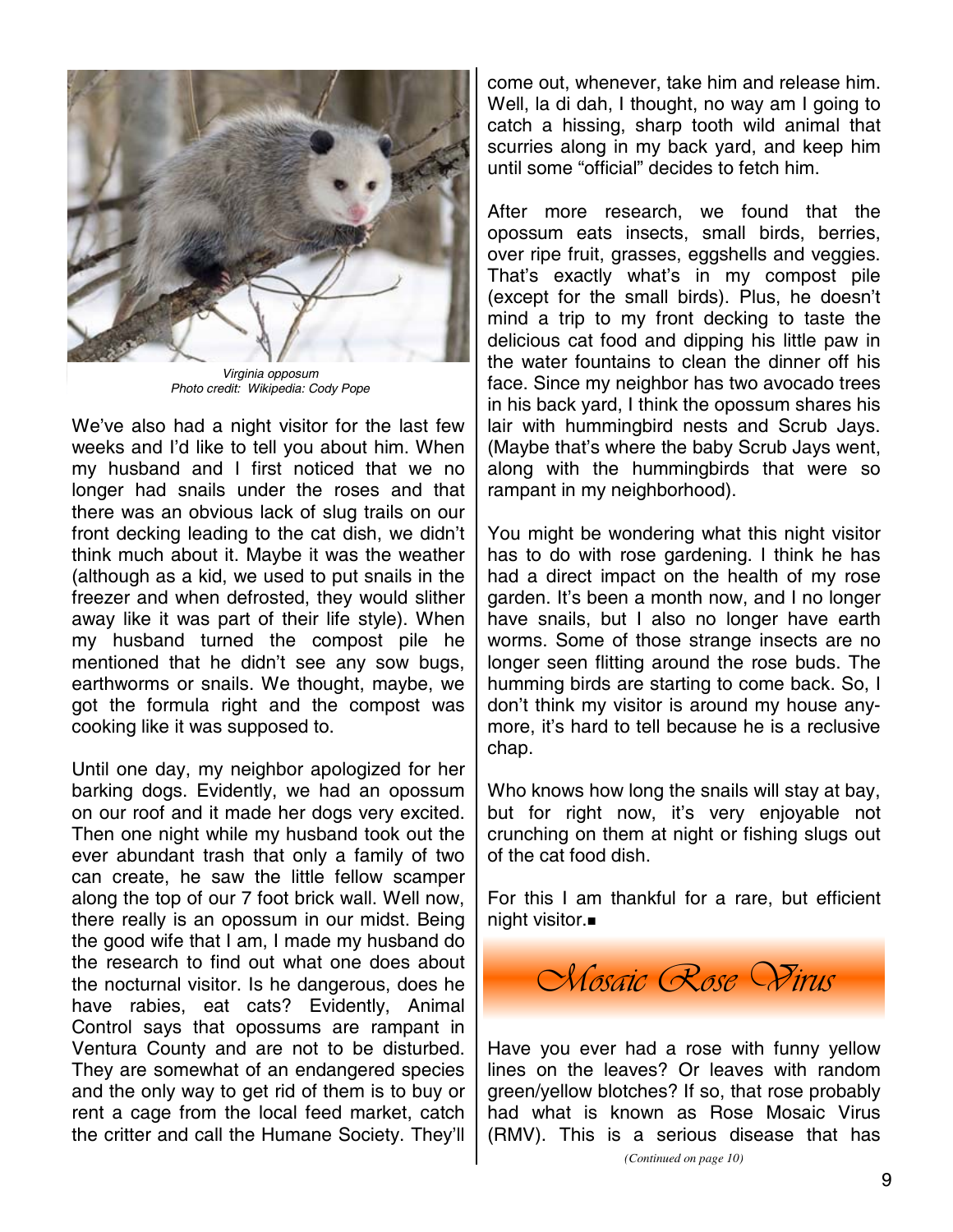*Virginia opposum*
*Photo credit: Wikipedia: Cody Pope*

We've also had a night visitor for the last few weeks and I'd like to tell you about him. When my husband and I first noticed that we no longer had snails under the roses and that there was an obvious lack of slug trails on our front decking leading to the cat dish, we didn't think much about it. Maybe it was the weather (although as a kid, we used to put snails in the freezer and when defrosted, they would slither away like it was part of their life style). When my husband turned the compost pile he mentioned that he didn't see any sow bugs, earthworms or snails. We thought, maybe, we got the formula right and the compost was cooking like it was supposed to.

Until one day, my neighbor apologized for her barking dogs. Evidently, we had an opossum on our roof and it made her dogs very excited. Then one night while my husband took out the ever abundant trash that only a family of two can create, he saw the little fellow scamper along the top of our 7 foot brick wall. Well now, there really is an opossum in our midst. Being the good wife that I am, I made my husband do the research to find out what one does about the nocturnal visitor. Is he dangerous, does he have rabies, eat cats? Evidently, Animal Control says that opossums are rampant in Ventura County and are not to be disturbed. They are somewhat of an endangered species and the only way to get rid of them is to buy or rent a cage from the local feed market, catch the critter and call the Humane Society. They'll come out, whenever, take him and release him. Well, la di dah, I thought, no way am I going to catch a hissing, sharp tooth wild animal that scurries along in my back yard, and keep him until some "official" decides to fetch him.

After more research, we found that the opossum eats insects, small birds, berries, over ripe fruit, grasses, eggshells and veggies. That's exactly what's in my compost pile (except for the small birds). Plus, he doesn't mind a trip to my front decking to taste the delicious cat food and dipping his little paw in the water fountains to clean the dinner off his face. Since my neighbor has two avocado trees in his back yard, I think the opossum shares his lair with hummingbird nests and Scrub Jays. (Maybe that's where the baby Scrub Jays went, along with the hummingbirds that were so rampant in my neighborhood).

You might be wondering what this night visitor has to do with rose gardening. I think he has had a direct impact on the health of my rose garden. It's been a month now, and I no longer have snails, but I also no longer have earth worms. Some of those strange insects are no longer seen flitting around the rose buds. The humming birds are starting to come back. So, I don't think my visitor is around my house any-more, it's hard to tell because he is a reclusive chap.

Who knows how long the snails will stay at bay, but for right now, it's very enjoyable not crunching on them at night or fishing slugs out of the cat food dish.

For this I am thankful for a rare, but efficient night visitor.■

## Mosaic Rose Virus

Have you ever had a rose with funny yellow lines on the leaves? Or leaves with random green/yellow blotches? If so, that rose probably had what is known as Rose Mosaic Virus (RMV). This is a serious disease that has

*(Continued on page 10)*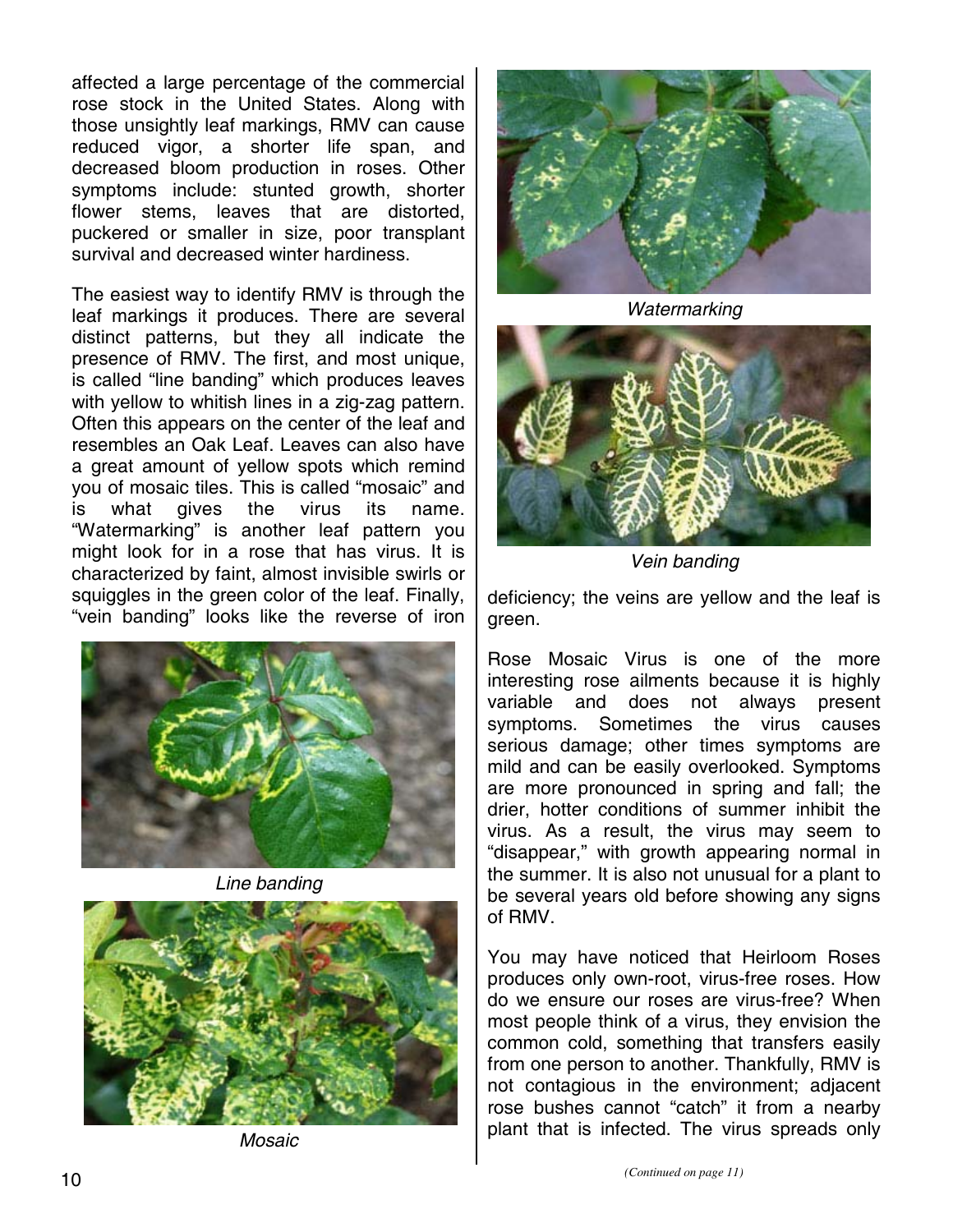affected a large percentage of the commercial rose stock in the United States. Along with those unsightly leaf markings, RMV can cause reduced vigor, a shorter life span, and decreased bloom production in roses. Other symptoms include: stunted growth, shorter flower stems, leaves that are distorted, puckered or smaller in size, poor transplant survival and decreased winter hardiness.

The easiest way to identify RMV is through the leaf markings it produces. There are several distinct patterns, but they all indicate the presence of RMV. The first, and most unique, is called "line banding" which produces leaves with yellow to whitish lines in a zig-zag pattern. Often this appears on the center of the leaf and resembles an Oak Leaf. Leaves can also have a great amount of yellow spots which remind you of mosaic tiles. This is called "mosaic" and is what gives the virus its name. "Watermarking" is another leaf pattern you might look for in a rose that has virus. It is characterized by faint, almost invisible swirls or squiggles in the green color of the leaf. Finally, "vein banding" looks like the reverse of iron deficiency; the veins are yellow and the leaf is green.

*Line banding*

*Mosaic*

*Watermarking*

*Vein banding*

Rose Mosaic Virus is one of the more interesting rose ailments because it is highly variable and does not always present symptoms. Sometimes the virus causes serious damage; other times symptoms are mild and can be easily overlooked. Symptoms are more pronounced in spring and fall; the drier, hotter conditions of summer inhibit the virus. As a result, the virus may seem to "disappear," with growth appearing normal in the summer. It is also not unusual for a plant to be several years old before showing any signs of RMV.

You may have noticed that Heirloom Roses produces only own-root, virus-free roses. How do we ensure our roses are virus-free? When most people think of a virus, they envision the common cold, something that transfers easily from one person to another. Thankfully, RMV is not contagious in the environment; adjacent rose bushes cannot "catch" it from a nearby plant that is infected. The virus spreads only

*(Continued on page 11)*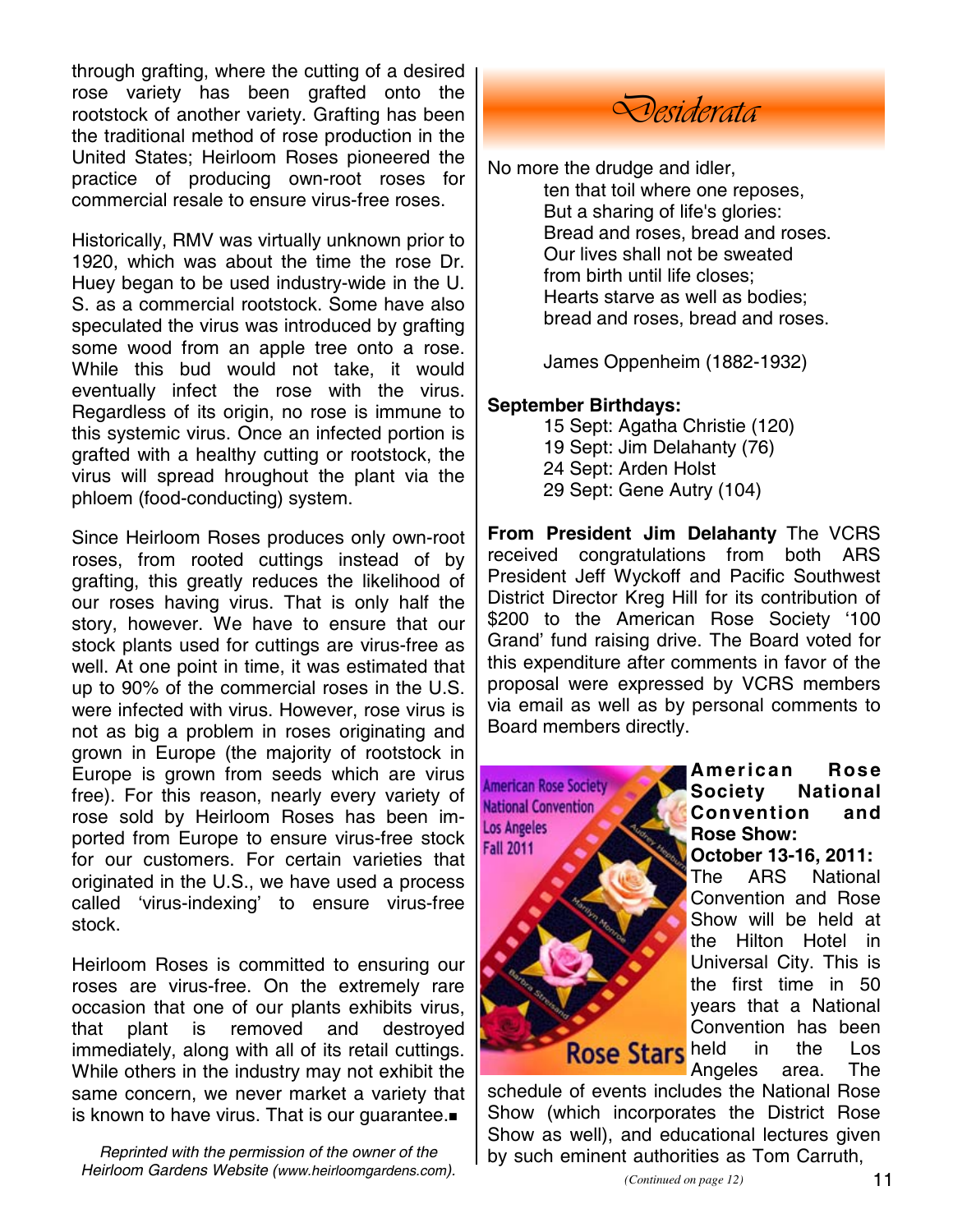through grafting, where the cutting of a desired rose variety has been grafted onto the rootstock of another variety. Grafting has been the traditional method of rose production in the United States; Heirloom Roses pioneered the practice of producing own-root roses for commercial resale to ensure virus-free roses.

Historically, RMV was virtually unknown prior to 1920, which was about the time the rose Dr. Huey began to be used industry-wide in the U. S. as a commercial rootstock. Some have also speculated the virus was introduced by grafting some wood from an apple tree onto a rose. While this bud would not take, it would eventually infect the rose with the virus. Regardless of its origin, no rose is immune to this systemic virus. Once an infected portion is grafted with a healthy cutting or rootstock, the virus will spread hroughout the plant via the phloem (food-conducting) system.

Since Heirloom Roses produces only own-root roses, from rooted cuttings instead of by grafting, this greatly reduces the likelihood of our roses having virus. That is only half the story, however. We have to ensure that our stock plants used for cuttings are virus-free as well. At one point in time, it was estimated that up to 90% of the commercial roses in the U.S. were infected with virus. However, rose virus is not as big a problem in roses originating and grown in Europe (the majority of rootstock in Europe is grown from seeds which are virus free). For this reason, nearly every variety of rose sold by Heirloom Roses has been imported from Europe to ensure virus-free stock for our customers. For certain varieties that originated in the U.S., we have used a process called 'virus-indexing' to ensure virus-free stock.

Heirloom Roses is committed to ensuring our roses are virus-free. On the extremely rare occasion that one of our plants exhibits virus, that plant is removed and destroyed immediately, along with all of its retail cuttings. While others in the industry may not exhibit the same concern, we never market a variety that is known to have virus. That is our guarantee.■

*Reprinted with the permission of the owner of the Heirloom Gardens Website (www.heirloomgardens.com).*

## *Desiderata*

No more the drudge and idler,
ten that toil where one reposes,
But a sharing of life's glories:
Bread and roses, bread and roses.
Our lives shall not be sweated
from birth until life closes;
Hearts starve as well as bodies;
bread and roses, bread and roses.

James Oppenheim (1882-1932)

**September Birthdays:**

15 Sept: Agatha Christie (120)
19 Sept: Jim Delahanty (76)
24 Sept: Arden Holst
29 Sept: Gene Autry (104)

**From President Jim Delahanty** The VCRS received congratulations from both ARS President Jeff Wyckoff and Pacific Southwest District Director Kreg Hill for its contribution of $200 to the American Rose Society '100 Grand' fund raising drive. The Board voted for this expenditure after comments in favor of the proposal were expressed by VCRS members via email as well as by personal comments to Board members directly.

American Rose Society National Convention Los Angeles Fall 2011

Rose Stars

**American Rose Society National Convention and Rose Show: October 13-16, 2011:** The ARS National Convention and Rose Show will be held at the Hilton Hotel in Universal City. This is the first time in 50 years that a National Convention has been held in the Los Angeles area. The schedule of events includes the National Rose Show (which incorporates the District Rose Show as well), and educational lectures given by such eminent authorities as Tom Carruth,

*(Continued on page 12)*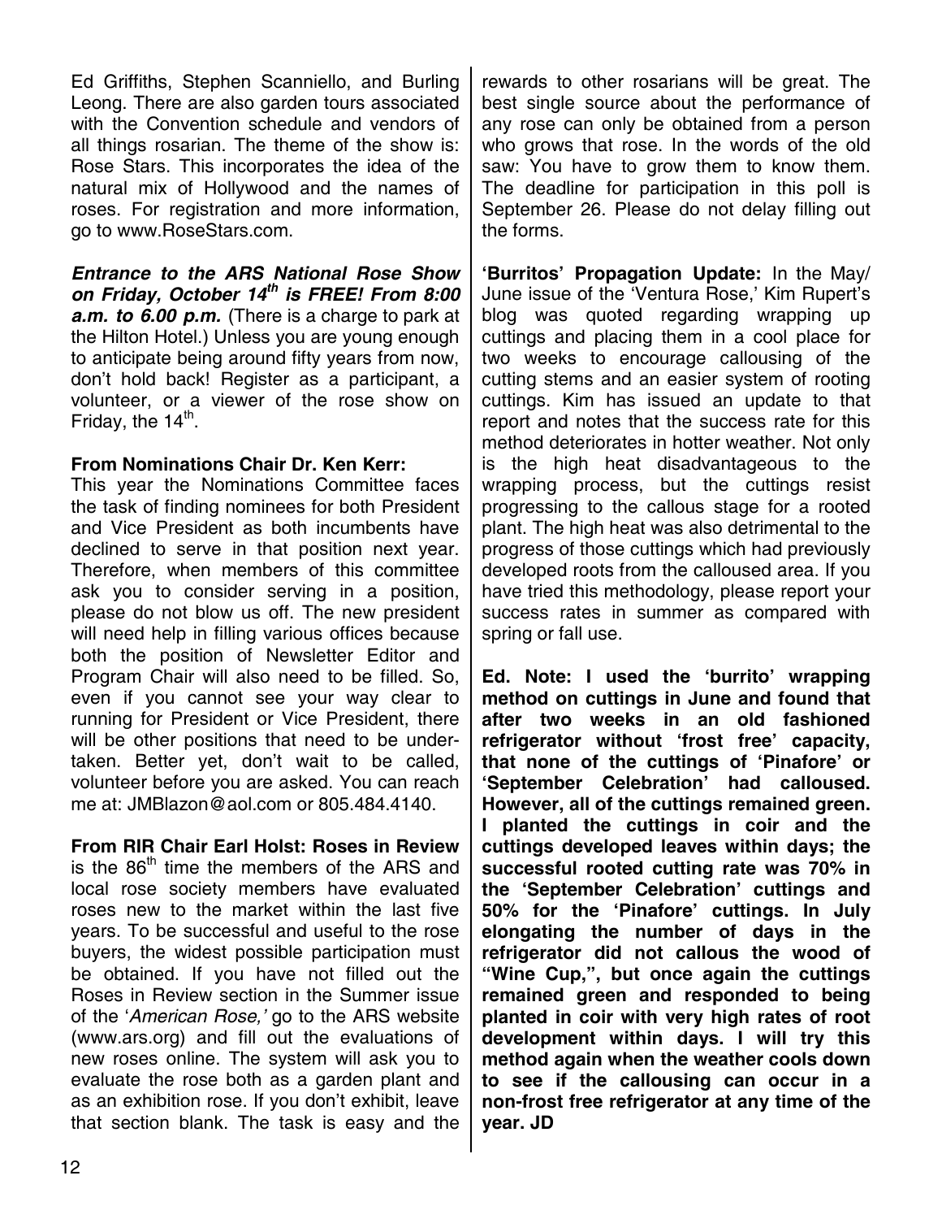Ed Griffiths, Stephen Scanniello, and Burling Leong. There are also garden tours associated with the Convention schedule and vendors of all things rosarian. The theme of the show is: Rose Stars. This incorporates the idea of the natural mix of Hollywood and the names of roses. For registration and more information, go to www.RoseStars.com.

***Entrance to the ARS National Rose Show on Friday, October 14th is FREE! From 8:00 a.m. to 6.00 p.m.*** (There is a charge to park at the Hilton Hotel.) Unless you are young enough to anticipate being around fifty years from now, don't hold back! Register as a participant, a volunteer, or a viewer of the rose show on Friday, the 14th.

**From Nominations Chair Dr. Ken Kerr:**
This year the Nominations Committee faces the task of finding nominees for both President and Vice President as both incumbents have declined to serve in that position next year. Therefore, when members of this committee ask you to consider serving in a position, please do not blow us off. The new president will need help in filling various offices because both the position of Newsletter Editor and Program Chair will also need to be filled. So, even if you cannot see your way clear to running for President or Vice President, there will be other positions that need to be undertaken. Better yet, don't wait to be called, volunteer before you are asked. You can reach me at: JMBlazon@aol.com or 805.484.4140.

**From RIR Chair Earl Holst: Roses in Review** is the 86th time the members of the ARS and local rose society members have evaluated roses new to the market within the last five years. To be successful and useful to the rose buyers, the widest possible participation must be obtained. If you have not filled out the Roses in Review section in the Summer issue of the '*American Rose,'* go to the ARS website (www.ars.org) and fill out the evaluations of new roses online. The system will ask you to evaluate the rose both as a garden plant and as an exhibition rose. If you don't exhibit, leave that section blank. The task is easy and the rewards to other rosarians will be great. The best single source about the performance of any rose can only be obtained from a person who grows that rose. In the words of the old saw: You have to grow them to know them. The deadline for participation in this poll is September 26. Please do not delay filling out the forms.

**'Burritos' Propagation Update:** In the May/June issue of the 'Ventura Rose,' Kim Rupert's blog was quoted regarding wrapping up cuttings and placing them in a cool place for two weeks to encourage callousing of the cutting stems and an easier system of rooting cuttings. Kim has issued an update to that report and notes that the success rate for this method deteriorates in hotter weather. Not only is the high heat disadvantageous to the wrapping process, but the cuttings resist progressing to the callous stage for a rooted plant. The high heat was also detrimental to the progress of those cuttings which had previously developed roots from the calloused area. If you have tried this methodology, please report your success rates in summer as compared with spring or fall use.

**Ed. Note: I used the 'burrito' wrapping method on cuttings in June and found that after two weeks in an old fashioned refrigerator without 'frost free' capacity, that none of the cuttings of 'Pinafore' or 'September Celebration' had calloused. However, all of the cuttings remained green. I planted the cuttings in coir and the cuttings developed leaves within days; the successful rooted cutting rate was 70% in the 'September Celebration' cuttings and 50% for the 'Pinafore' cuttings. In July elongating the number of days in the refrigerator did not callous the wood of "Wine Cup,", but once again the cuttings remained green and responded to being planted in coir with very high rates of root development within days. I will try this method again when the weather cools down to see if the callousing can occur in a non-frost free refrigerator at any time of the year. JD**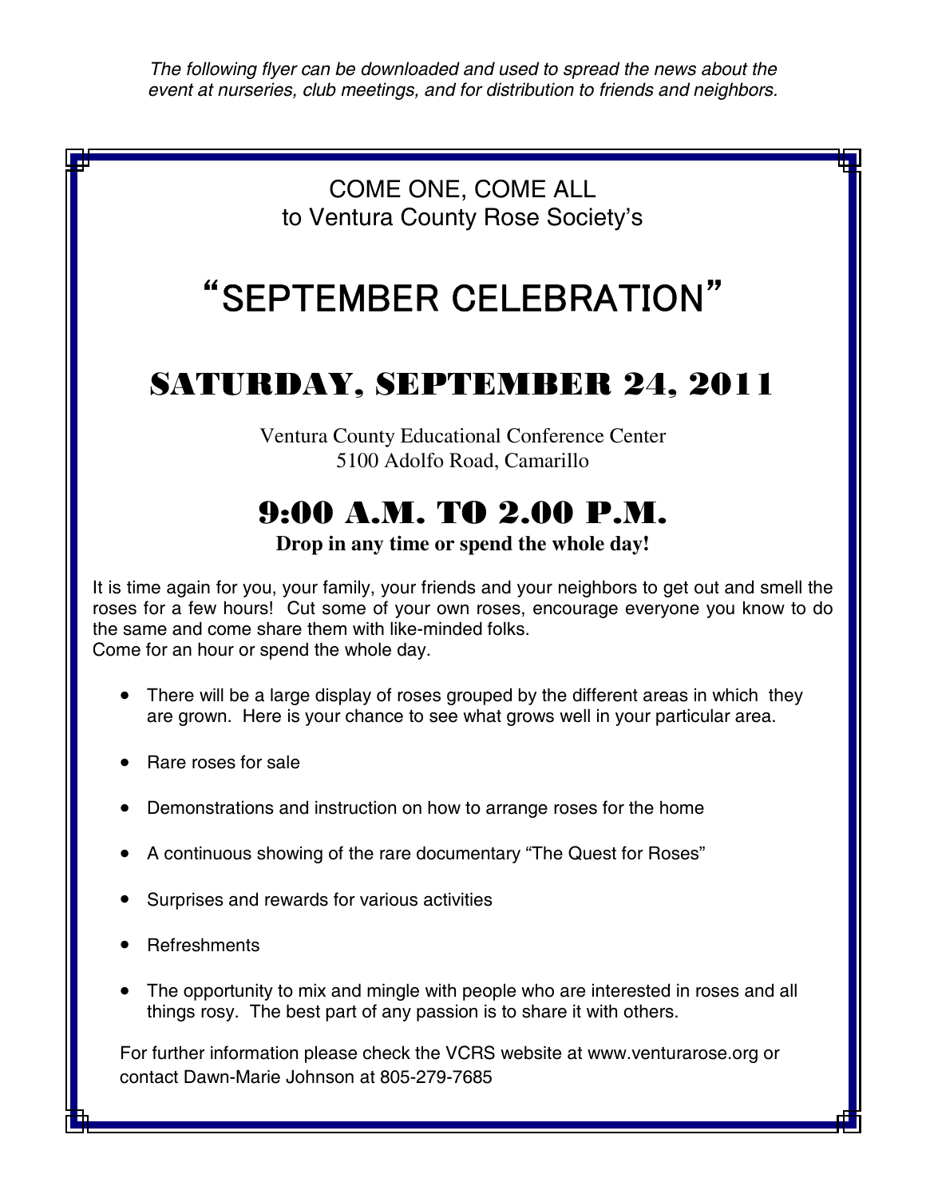*The following flyer can be downloaded and used to spread the news about the event at nurseries, club meetings, and for distribution to friends and neighbors.*

COME ONE, COME ALL
to Ventura County Rose Society's

# "SEPTEMBER CELEBRATION"

## SATURDAY, SEPTEMBER 24, 2011

Ventura County Educational Conference Center
5100 Adolfo Road, Camarillo

## 9:00 A.M. TO 2.00 P.M.

**Drop in any time or spend the whole day!**

It is time again for you, your family, your friends and your neighbors to get out and smell the roses for a few hours! Cut some of your own roses, encourage everyone you know to do the same and come share them with like-minded folks.
Come for an hour or spend the whole day.

- There will be a large display of roses grouped by the different areas in which they are grown. Here is your chance to see what grows well in your particular area.
- Rare roses for sale
- Demonstrations and instruction on how to arrange roses for the home
- A continuous showing of the rare documentary "The Quest for Roses"
- Surprises and rewards for various activities
- Refreshments
- The opportunity to mix and mingle with people who are interested in roses and all things rosy. The best part of any passion is to share it with others.

For further information please check the VCRS website at www.venturarose.org or contact Dawn-Marie Johnson at 805-279-7685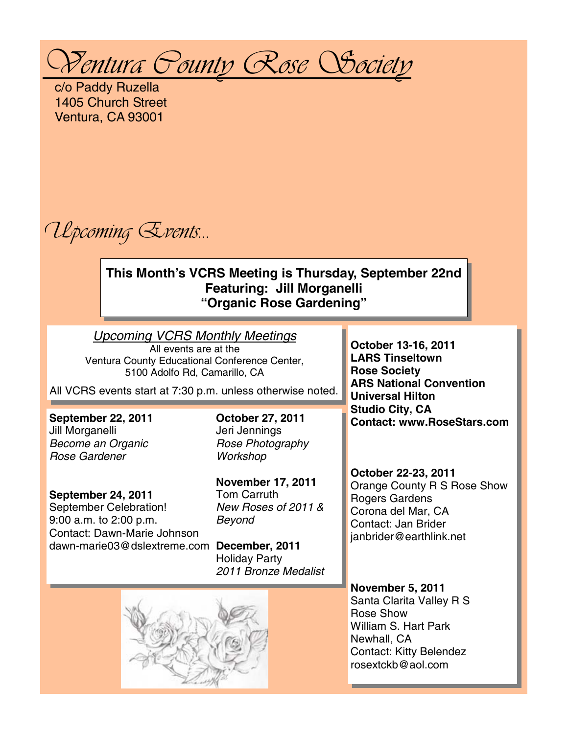# Ventura County Rose Society

c/o Paddy Ruzella
1405 Church Street
Ventura, CA 93001

## Upcoming Events...

**This Month's VCRS Meeting is Thursday, September 22nd**
**Featuring: Jill Morganelli**
**"Organic Rose Gardening"**

### Upcoming VCRS Monthly Meetings

All events are at the
Ventura County Educational Conference Center,
5100 Adolfo Rd, Camarillo, CA

All VCRS events start at 7:30 p.m. unless otherwise noted.

**September 22, 2011**
Jill Morganelli
*Become an Organic Rose Gardener*

**September 24, 2011**
September Celebration!
9:00 a.m. to 2:00 p.m.
Contact: Dawn-Marie Johnson
dawn-marie03@dslextreme.com

**October 27, 2011**
Jeri Jennings
*Rose Photography Workshop*

**November 17, 2011**
Tom Carruth
*New Roses of 2011 & Beyond*

**December, 2011**
Holiday Party
*2011 Bronze Medalist*

**October 13-16, 2011**
**LARS Tinseltown Rose Society**
**ARS National Convention**
**Universal Hilton**
**Studio City, CA**
**Contact: www.RoseStars.com**

**October 22-23, 2011**
Orange County R S Rose Show
Rogers Gardens
Corona del Mar, CA
Contact: Jan Brider
janbrider@earthlink.net

**November 5, 2011**
Santa Clarita Valley R S
Rose Show
William S. Hart Park
Newhall, CA
Contact: Kitty Belendez
rosextckb@aol.com